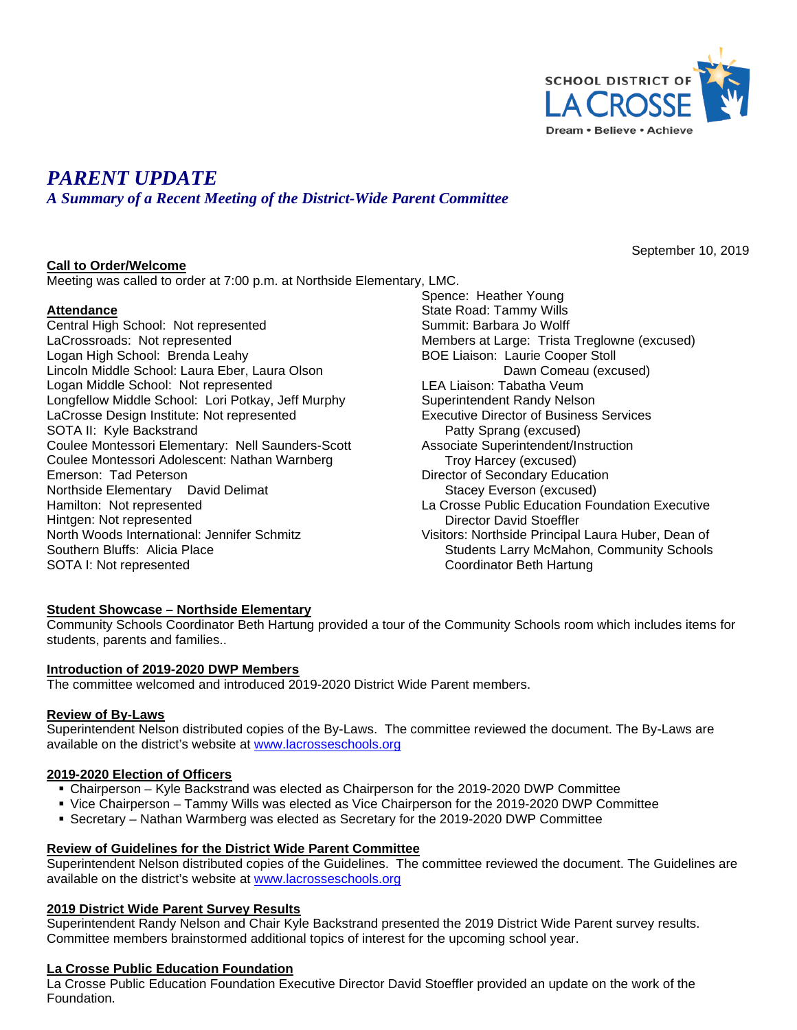SCHOOL DISTRICT OF LA CROSSE
Dream • Believe • Achieve

# *PARENT UPDATE*

## *A Summary of a Recent Meeting of the District-Wide Parent Committee*

September 10, 2019

**Call to Order/Welcome**

Meeting was called to order at 7:00 p.m. at Northside Elementary, LMC.

**Attendance**

Central High School: Not represented
LaCrossroads: Not represented
Logan High School: Brenda Leahy
Lincoln Middle School: Laura Eber, Laura Olson
Logan Middle School: Not represented
Longfellow Middle School: Lori Potkay, Jeff Murphy
LaCrosse Design Institute: Not represented
SOTA II: Kyle Backstrand
Coulee Montessori Elementary: Nell Saunders-Scott
Coulee Montessori Adolescent: Nathan Warnberg
Emerson: Tad Peterson
Northside Elementary David Delimat
Hamilton: Not represented
Hintgen: Not represented
North Woods International: Jennifer Schmitz
Southern Bluffs: Alicia Place
SOTA I: Not represented
Spence: Heather Young
State Road: Tammy Wills
Summit: Barbara Jo Wolff
Members at Large: Trista Treglowne (excused)
BOE Liaison: Laurie Cooper Stoll
Dawn Comeau (excused)
LEA Liaison: Tabatha Veum
Superintendent Randy Nelson
Executive Director of Business Services
Patty Sprang (excused)
Associate Superintendent/Instruction
Troy Harcey (excused)
Director of Secondary Education
Stacey Everson (excused)
La Crosse Public Education Foundation Executive Director David Stoeffler
Visitors: Northside Principal Laura Huber, Dean of Students Larry McMahon, Community Schools Coordinator Beth Hartung

**Student Showcase – Northside Elementary**

Community Schools Coordinator Beth Hartung provided a tour of the Community Schools room which includes items for students, parents and families..

**Introduction of 2019-2020 DWP Members**

The committee welcomed and introduced 2019-2020 District Wide Parent members.

**Review of By-Laws**

Superintendent Nelson distributed copies of the By-Laws. The committee reviewed the document. The By-Laws are available on the district's website at www.lacrosseschools.org

**2019-2020 Election of Officers**

- Chairperson – Kyle Backstrand was elected as Chairperson for the 2019-2020 DWP Committee
- Vice Chairperson – Tammy Wills was elected as Vice Chairperson for the 2019-2020 DWP Committee
- Secretary – Nathan Warmberg was elected as Secretary for the 2019-2020 DWP Committee

**Review of Guidelines for the District Wide Parent Committee**

Superintendent Nelson distributed copies of the Guidelines. The committee reviewed the document. The Guidelines are available on the district's website at www.lacrosseschools.org

**2019 District Wide Parent Survey Results**

Superintendent Randy Nelson and Chair Kyle Backstrand presented the 2019 District Wide Parent survey results. Committee members brainstormed additional topics of interest for the upcoming school year.

**La Crosse Public Education Foundation**

La Crosse Public Education Foundation Executive Director David Stoeffler provided an update on the work of the Foundation.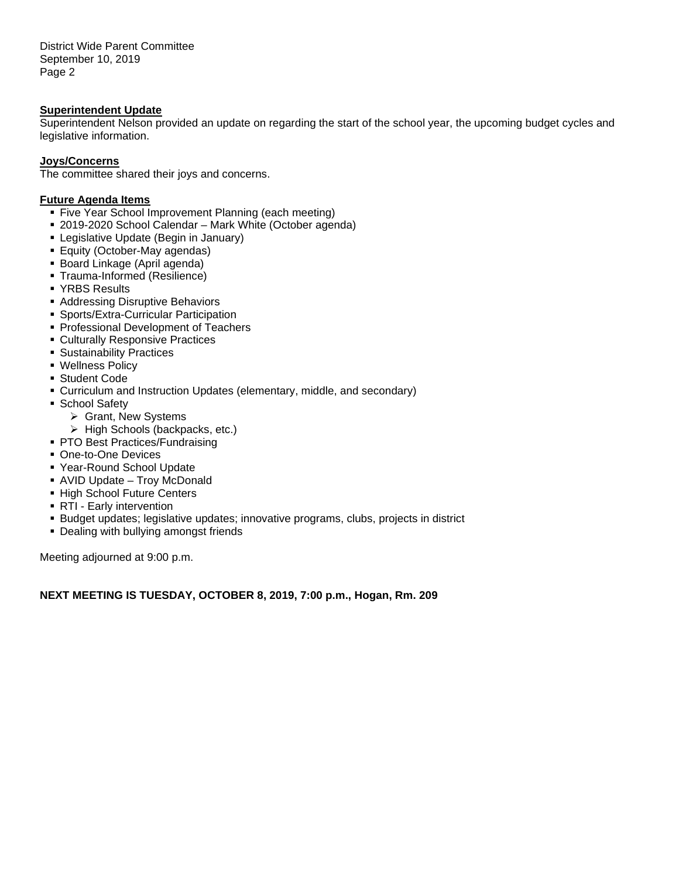**Superintendent Update**
Superintendent Nelson provided an update on regarding the start of the school year, the upcoming budget cycles and legislative information.

**Joys/Concerns**
The committee shared their joys and concerns.

**Future Agenda Items**

- Five Year School Improvement Planning (each meeting)
- 2019-2020 School Calendar – Mark White (October agenda)
- Legislative Update (Begin in January)
- Equity (October-May agendas)
- Board Linkage (April agenda)
- Trauma-Informed (Resilience)
- YRBS Results
- Addressing Disruptive Behaviors
- Sports/Extra-Curricular Participation
- Professional Development of Teachers
- Culturally Responsive Practices
- Sustainability Practices
- Wellness Policy
- Student Code
- Curriculum and Instruction Updates (elementary, middle, and secondary)
- School Safety
  - Grant, New Systems
  - High Schools (backpacks, etc.)
- PTO Best Practices/Fundraising
- One-to-One Devices
- Year-Round School Update
- AVID Update – Troy McDonald
- High School Future Centers
- RTI - Early intervention
- Budget updates; legislative updates; innovative programs, clubs, projects in district
- Dealing with bullying amongst friends

Meeting adjourned at 9:00 p.m.

**NEXT MEETING IS TUESDAY, OCTOBER 8, 2019, 7:00 p.m., Hogan, Rm. 209**